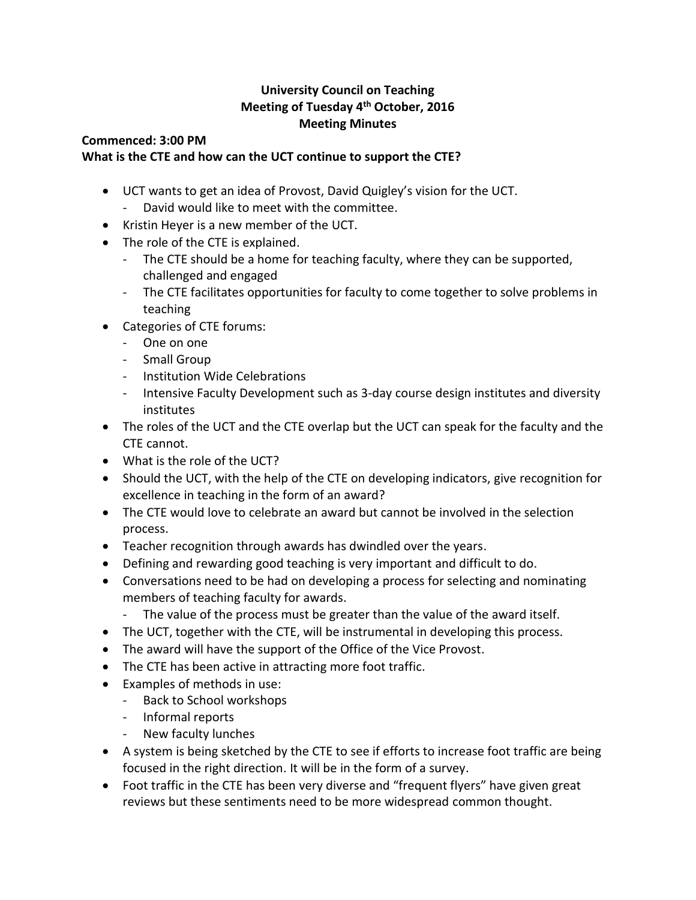**University Council on Teaching**
**Meeting of Tuesday 4th October, 2016**
**Meeting Minutes**

**Commenced: 3:00 PM**
**What is the CTE and how can the UCT continue to support the CTE?**

- UCT wants to get an idea of Provost, David Quigley's vision for the UCT.
  - David would like to meet with the committee.
- Kristin Heyer is a new member of the UCT.
- The role of the CTE is explained.
  - The CTE should be a home for teaching faculty, where they can be supported, challenged and engaged
  - The CTE facilitates opportunities for faculty to come together to solve problems in teaching
- Categories of CTE forums:
  - One on one
  - Small Group
  - Institution Wide Celebrations
  - Intensive Faculty Development such as 3-day course design institutes and diversity institutes
- The roles of the UCT and the CTE overlap but the UCT can speak for the faculty and the CTE cannot.
- What is the role of the UCT?
- Should the UCT, with the help of the CTE on developing indicators, give recognition for excellence in teaching in the form of an award?
- The CTE would love to celebrate an award but cannot be involved in the selection process.
- Teacher recognition through awards has dwindled over the years.
- Defining and rewarding good teaching is very important and difficult to do.
- Conversations need to be had on developing a process for selecting and nominating members of teaching faculty for awards.
  - The value of the process must be greater than the value of the award itself.
- The UCT, together with the CTE, will be instrumental in developing this process.
- The award will have the support of the Office of the Vice Provost.
- The CTE has been active in attracting more foot traffic.
- Examples of methods in use:
  - Back to School workshops
  - Informal reports
  - New faculty lunches
- A system is being sketched by the CTE to see if efforts to increase foot traffic are being focused in the right direction. It will be in the form of a survey.
- Foot traffic in the CTE has been very diverse and "frequent flyers" have given great reviews but these sentiments need to be more widespread common thought.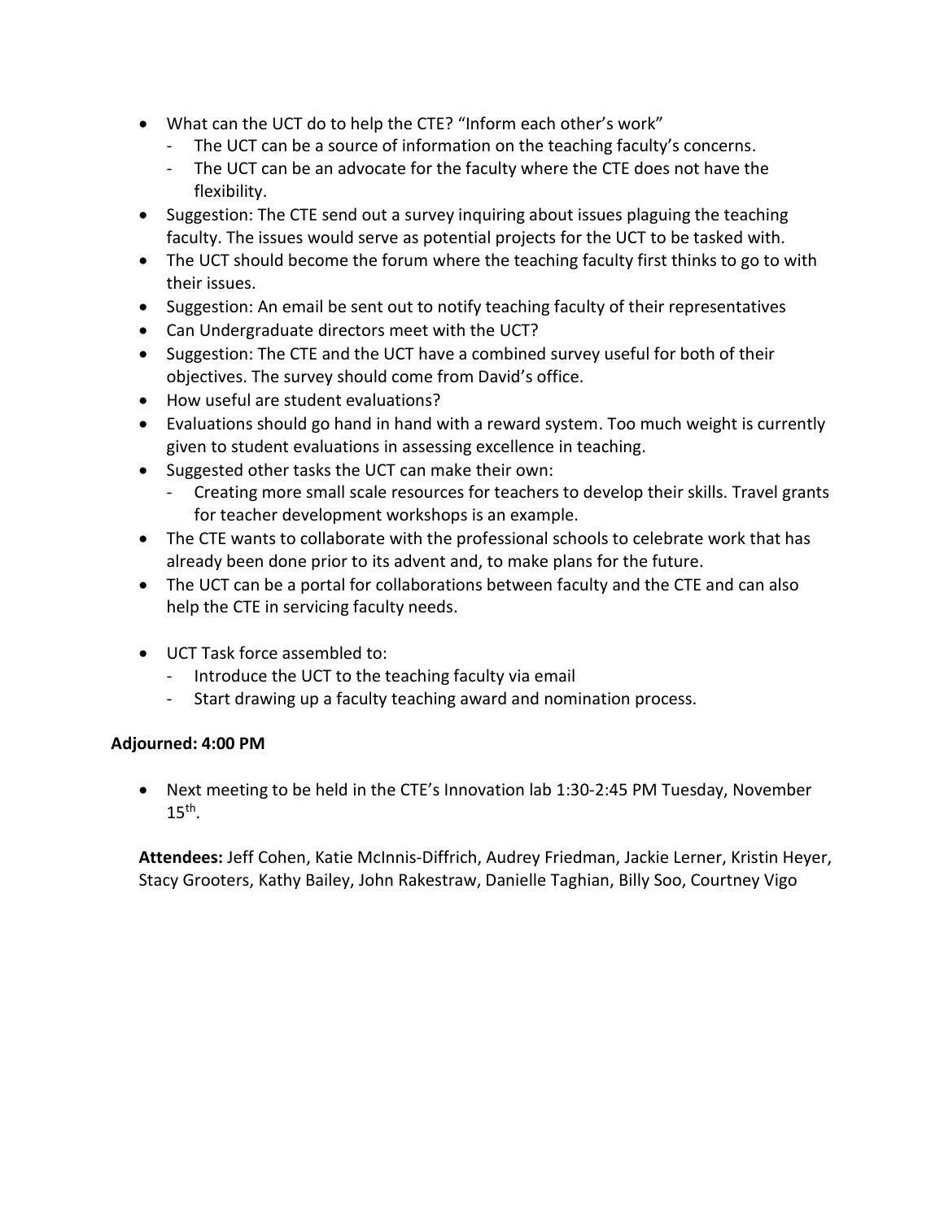- What can the UCT do to help the CTE? "Inform each other's work"
  - The UCT can be a source of information on the teaching faculty's concerns.
  - The UCT can be an advocate for the faculty where the CTE does not have the flexibility.
- Suggestion: The CTE send out a survey inquiring about issues plaguing the teaching faculty. The issues would serve as potential projects for the UCT to be tasked with.
- The UCT should become the forum where the teaching faculty first thinks to go to with their issues.
- Suggestion: An email be sent out to notify teaching faculty of their representatives
- Can Undergraduate directors meet with the UCT?
- Suggestion: The CTE and the UCT have a combined survey useful for both of their objectives. The survey should come from David's office.
- How useful are student evaluations?
- Evaluations should go hand in hand with a reward system. Too much weight is currently given to student evaluations in assessing excellence in teaching.
- Suggested other tasks the UCT can make their own:
  - Creating more small scale resources for teachers to develop their skills. Travel grants for teacher development workshops is an example.
- The CTE wants to collaborate with the professional schools to celebrate work that has already been done prior to its advent and, to make plans for the future.
- The UCT can be a portal for collaborations between faculty and the CTE and can also help the CTE in servicing faculty needs.

- UCT Task force assembled to:
  - Introduce the UCT to the teaching faculty via email
  - Start drawing up a faculty teaching award and nomination process.

**Adjourned: 4:00 PM**

- Next meeting to be held in the CTE's Innovation lab 1:30-2:45 PM Tuesday, November 15th.

**Attendees:** Jeff Cohen, Katie McInnis-Diffrich, Audrey Friedman, Jackie Lerner, Kristin Heyer, Stacy Grooters, Kathy Bailey, John Rakestraw, Danielle Taghian, Billy Soo, Courtney Vigo